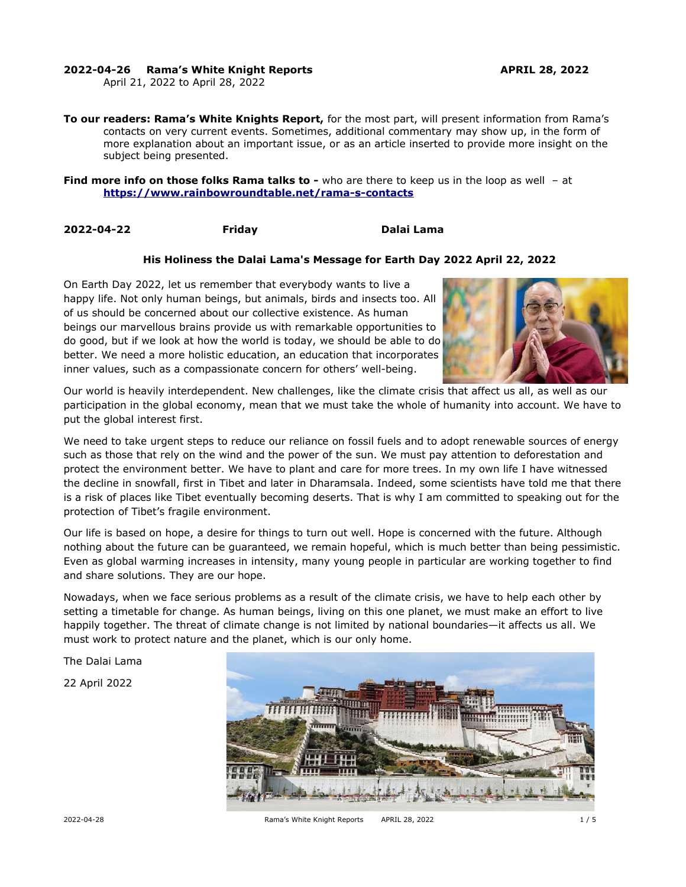**2022-04-26 Rama's White Knight Reports** **APRIL 28, 2022**

April 21, 2022 to April 28, 2022

**To our readers: Rama's White Knights Report,** for the most part, will present information from Rama's contacts on very current events. Sometimes, additional commentary may show up, in the form of more explanation about an important issue, or as an article inserted to provide more insight on the subject being presented.

**Find more info on those folks Rama talks to -** who are there to keep us in the loop as well – at **https://www.rainbowroundtable.net/rama-s-contacts**

**2022-04-22** **Friday** **Dalai Lama**

### His Holiness the Dalai Lama's Message for Earth Day 2022 April 22, 2022

On Earth Day 2022, let us remember that everybody wants to live a happy life. Not only human beings, but animals, birds and insects too. All of us should be concerned about our collective existence. As human beings our marvellous brains provide us with remarkable opportunities to do good, but if we look at how the world is today, we should be able to do better. We need a more holistic education, an education that incorporates inner values, such as a compassionate concern for others' well-being.

Our world is heavily interdependent. New challenges, like the climate crisis that affect us all, as well as our participation in the global economy, mean that we must take the whole of humanity into account. We have to put the global interest first.

We need to take urgent steps to reduce our reliance on fossil fuels and to adopt renewable sources of energy such as those that rely on the wind and the power of the sun. We must pay attention to deforestation and protect the environment better. We have to plant and care for more trees. In my own life I have witnessed the decline in snowfall, first in Tibet and later in Dharamsala. Indeed, some scientists have told me that there is a risk of places like Tibet eventually becoming deserts. That is why I am committed to speaking out for the protection of Tibet's fragile environment.

Our life is based on hope, a desire for things to turn out well. Hope is concerned with the future. Although nothing about the future can be guaranteed, we remain hopeful, which is much better than being pessimistic. Even as global warming increases in intensity, many young people in particular are working together to find and share solutions. They are our hope.

Nowadays, when we face serious problems as a result of the climate crisis, we have to help each other by setting a timetable for change. As human beings, living on this one planet, we must make an effort to live happily together. The threat of climate change is not limited by national boundaries—it affects us all. We must work to protect nature and the planet, which is our only home.

The Dalai Lama

22 April 2022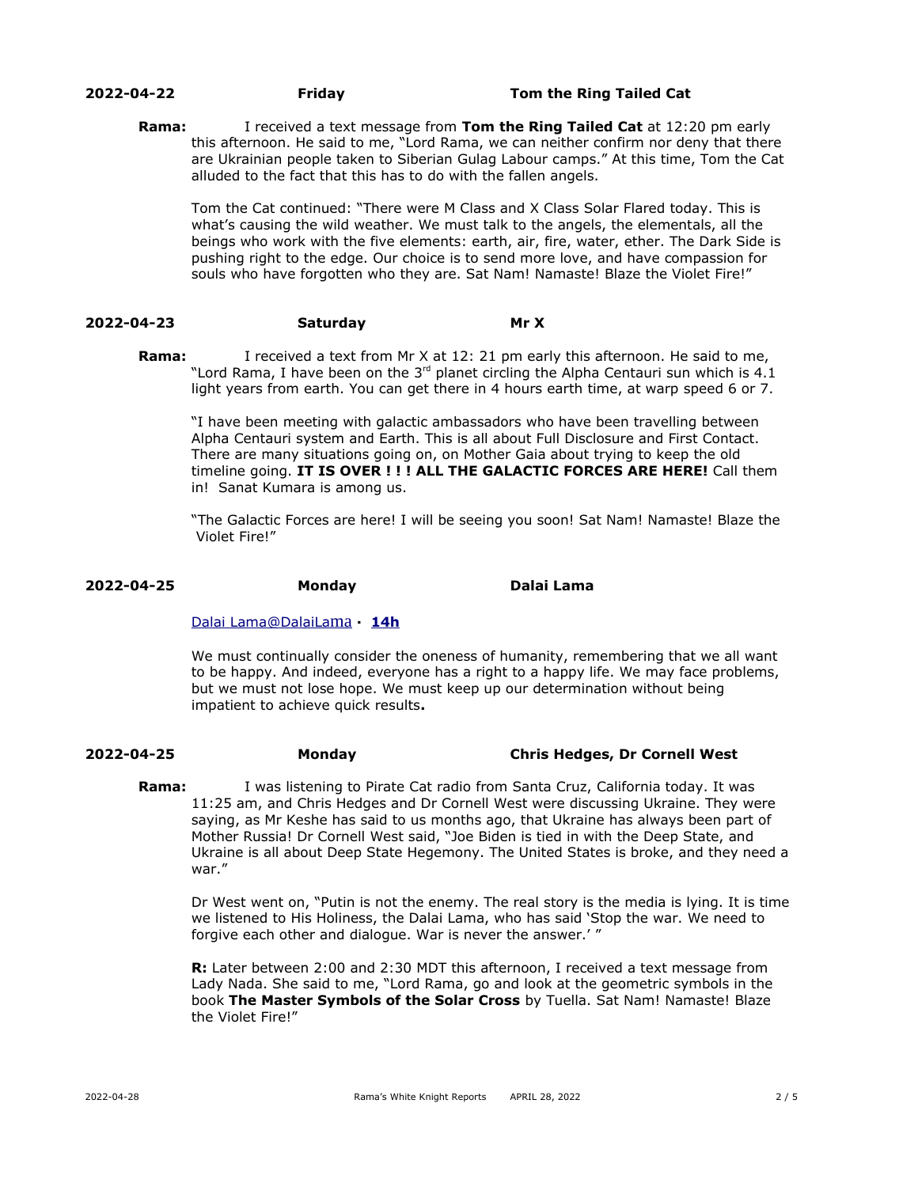**2022-04-22 Friday Tom the Ring Tailed Cat**

**Rama:** I received a text message from **Tom the Ring Tailed Cat** at 12:20 pm early this afternoon. He said to me, "Lord Rama, we can neither confirm nor deny that there are Ukrainian people taken to Siberian Gulag Labour camps." At this time, Tom the Cat alluded to the fact that this has to do with the fallen angels.

Tom the Cat continued: "There were M Class and X Class Solar Flared today. This is what's causing the wild weather. We must talk to the angels, the elementals, all the beings who work with the five elements: earth, air, fire, water, ether. The Dark Side is pushing right to the edge. Our choice is to send more love, and have compassion for souls who have forgotten who they are. Sat Nam! Namaste! Blaze the Violet Fire!"

**2022-04-23 Saturday Mr X**

**Rama:** I received a text from Mr X at 12: 21 pm early this afternoon. He said to me, "Lord Rama, I have been on the 3rd planet circling the Alpha Centauri sun which is 4.1 light years from earth. You can get there in 4 hours earth time, at warp speed 6 or 7.

"I have been meeting with galactic ambassadors who have been travelling between Alpha Centauri system and Earth. This is all about Full Disclosure and First Contact. There are many situations going on, on Mother Gaia about trying to keep the old timeline going. **IT IS OVER ! ! ! ALL THE GALACTIC FORCES ARE HERE!** Call them in! Sanat Kumara is among us.

"The Galactic Forces are here! I will be seeing you soon! Sat Nam! Namaste! Blaze the Violet Fire!"

**2022-04-25 Monday Dalai Lama**

Dalai Lama@DalaiLama · **14h**

We must continually consider the oneness of humanity, remembering that we all want to be happy. And indeed, everyone has a right to a happy life. We may face problems, but we must not lose hope. We must keep up our determination without being impatient to achieve quick results**.**

**2022-04-25 Monday Chris Hedges, Dr Cornell West**

**Rama:** I was listening to Pirate Cat radio from Santa Cruz, California today. It was 11:25 am, and Chris Hedges and Dr Cornell West were discussing Ukraine. They were saying, as Mr Keshe has said to us months ago, that Ukraine has always been part of Mother Russia! Dr Cornell West said, "Joe Biden is tied in with the Deep State, and Ukraine is all about Deep State Hegemony. The United States is broke, and they need a war."

Dr West went on, "Putin is not the enemy. The real story is the media is lying. It is time we listened to His Holiness, the Dalai Lama, who has said 'Stop the war. We need to forgive each other and dialogue. War is never the answer.' "

**R:** Later between 2:00 and 2:30 MDT this afternoon, I received a text message from Lady Nada. She said to me, "Lord Rama, go and look at the geometric symbols in the book **The Master Symbols of the Solar Cross** by Tuella. Sat Nam! Namaste! Blaze the Violet Fire!"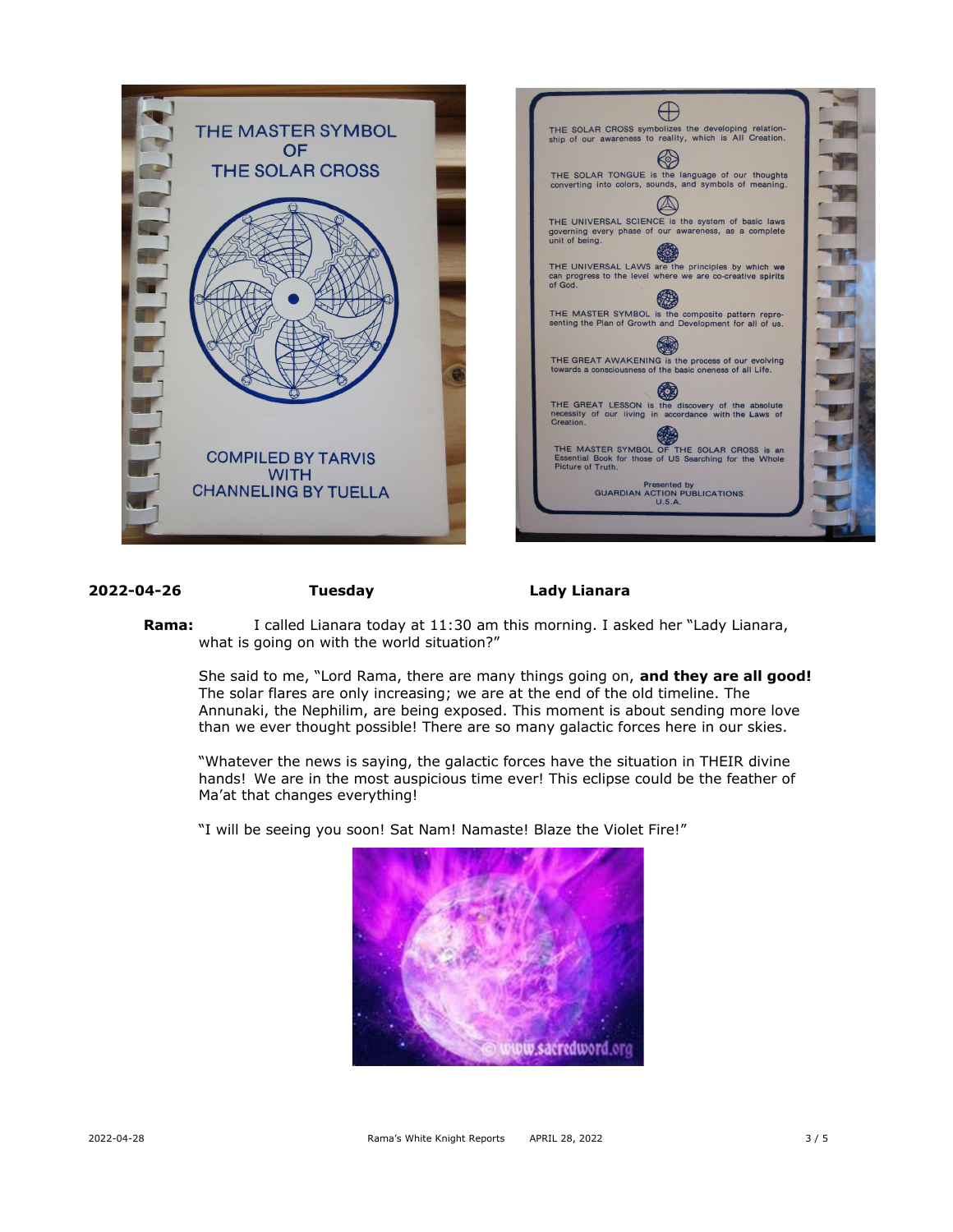THE MASTER SYMBOL OF THE SOLAR CROSS

COMPILED BY TARVIS WITH CHANNELING BY TUELLA

THE SOLAR CROSS symbolizes the developing relationship of our awareness to reality, which is All Creation.

THE SOLAR TONGUE is the language of our thoughts converting into colors, sounds, and symbols of meaning.

THE UNIVERSAL SCIENCE is the system of basic laws governing every phase of our awareness, as a complete unit of being.

THE UNIVERSAL LAWS are the principles by which we can progress to the level where we are co-creative spirits of God.

THE MASTER SYMBOL is the composite pattern representing the Plan of Growth and Development for all of us.

THE GREAT AWAKENING is the process of our evolving towards a consciousness of the basic oneness of all Life.

THE GREAT LESSON is the discovery of the absolute necessity of our living in accordance with the Laws of Creation.

THE MASTER SYMBOL OF THE SOLAR CROSS is an Essential Book for those of US Searching for the Whole Picture of Truth.

Presented by
GUARDIAN ACTION PUBLICATIONS
U.S.A.

**2022-04-26** **Tuesday** **Lady Lianara**

**Rama:** I called Lianara today at 11:30 am this morning. I asked her "Lady Lianara, what is going on with the world situation?"

She said to me, "Lord Rama, there are many things going on, **and they are all good!** The solar flares are only increasing; we are at the end of the old timeline. The Annunaki, the Nephilim, are being exposed. This moment is about sending more love than we ever thought possible! There are so many galactic forces here in our skies.

"Whatever the news is saying, the galactic forces have the situation in THEIR divine hands! We are in the most auspicious time ever! This eclipse could be the feather of Ma'at that changes everything!

"I will be seeing you soon! Sat Nam! Namaste! Blaze the Violet Fire!"

© www.sacredword.org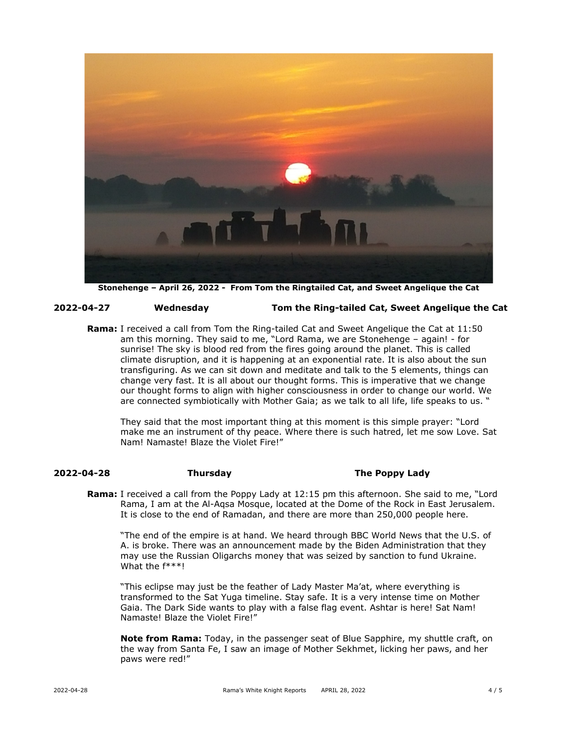**Stonehenge – April 26, 2022 - From Tom the Ringtailed Cat, and Sweet Angelique the Cat**

**2022-04-27 Wednesday Tom the Ring-tailed Cat, Sweet Angelique the Cat**

**Rama:** I received a call from Tom the Ring-tailed Cat and Sweet Angelique the Cat at 11:50 am this morning. They said to me, "Lord Rama, we are Stonehenge – again! - for sunrise! The sky is blood red from the fires going around the planet. This is called climate disruption, and it is happening at an exponential rate. It is also about the sun transfiguring. As we can sit down and meditate and talk to the 5 elements, things can change very fast. It is all about our thought forms. This is imperative that we change our thought forms to align with higher consciousness in order to change our world. We are connected symbiotically with Mother Gaia; as we talk to all life, life speaks to us. "

They said that the most important thing at this moment is this simple prayer: "Lord make me an instrument of thy peace. Where there is such hatred, let me sow Love. Sat Nam! Namaste! Blaze the Violet Fire!"

**2022-04-28 Thursday The Poppy Lady**

**Rama:** I received a call from the Poppy Lady at 12:15 pm this afternoon. She said to me, "Lord Rama, I am at the Al-Aqsa Mosque, located at the Dome of the Rock in East Jerusalem. It is close to the end of Ramadan, and there are more than 250,000 people here.

"The end of the empire is at hand. We heard through BBC World News that the U.S. of A. is broke. There was an announcement made by the Biden Administration that they may use the Russian Oligarchs money that was seized by sanction to fund Ukraine. What the f***!

"This eclipse may just be the feather of Lady Master Ma'at, where everything is transformed to the Sat Yuga timeline. Stay safe. It is a very intense time on Mother Gaia. The Dark Side wants to play with a false flag event. Ashtar is here! Sat Nam! Namaste! Blaze the Violet Fire!"

**Note from Rama:** Today, in the passenger seat of Blue Sapphire, my shuttle craft, on the way from Santa Fe, I saw an image of Mother Sekhmet, licking her paws, and her paws were red!"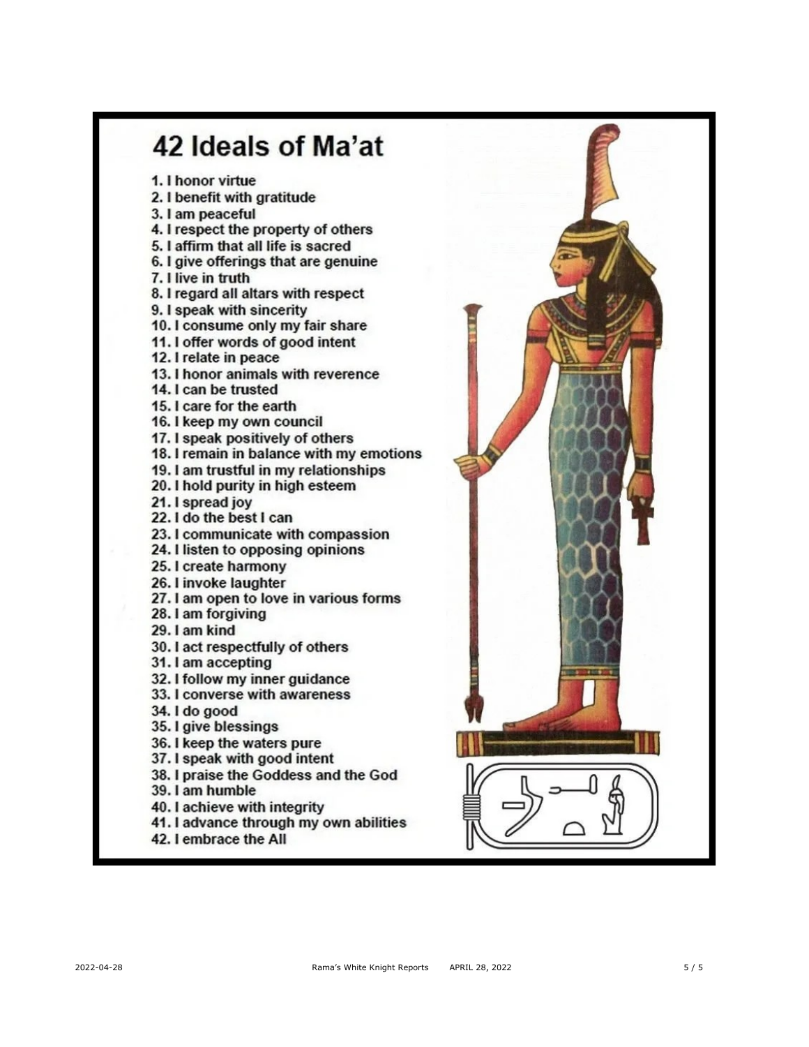# 42 Ideals of Ma'at

1. I honor virtue
2. I benefit with gratitude
3. I am peaceful
4. I respect the property of others
5. I affirm that all life is sacred
6. I give offerings that are genuine
7. I live in truth
8. I regard all altars with respect
9. I speak with sincerity
10. I consume only my fair share
11. I offer words of good intent
12. I relate in peace
13. I honor animals with reverence
14. I can be trusted
15. I care for the earth
16. I keep my own council
17. I speak positively of others
18. I remain in balance with my emotions
19. I am trustful in my relationships
20. I hold purity in high esteem
21. I spread joy
22. I do the best I can
23. I communicate with compassion
24. I listen to opposing opinions
25. I create harmony
26. I invoke laughter
27. I am open to love in various forms
28. I am forgiving
29. I am kind
30. I act respectfully of others
31. I am accepting
32. I follow my inner guidance
33. I converse with awareness
34. I do good
35. I give blessings
36. I keep the waters pure
37. I speak with good intent
38. I praise the Goddess and the God
39. I am humble
40. I achieve with integrity
41. I advance through my own abilities
42. I embrace the All